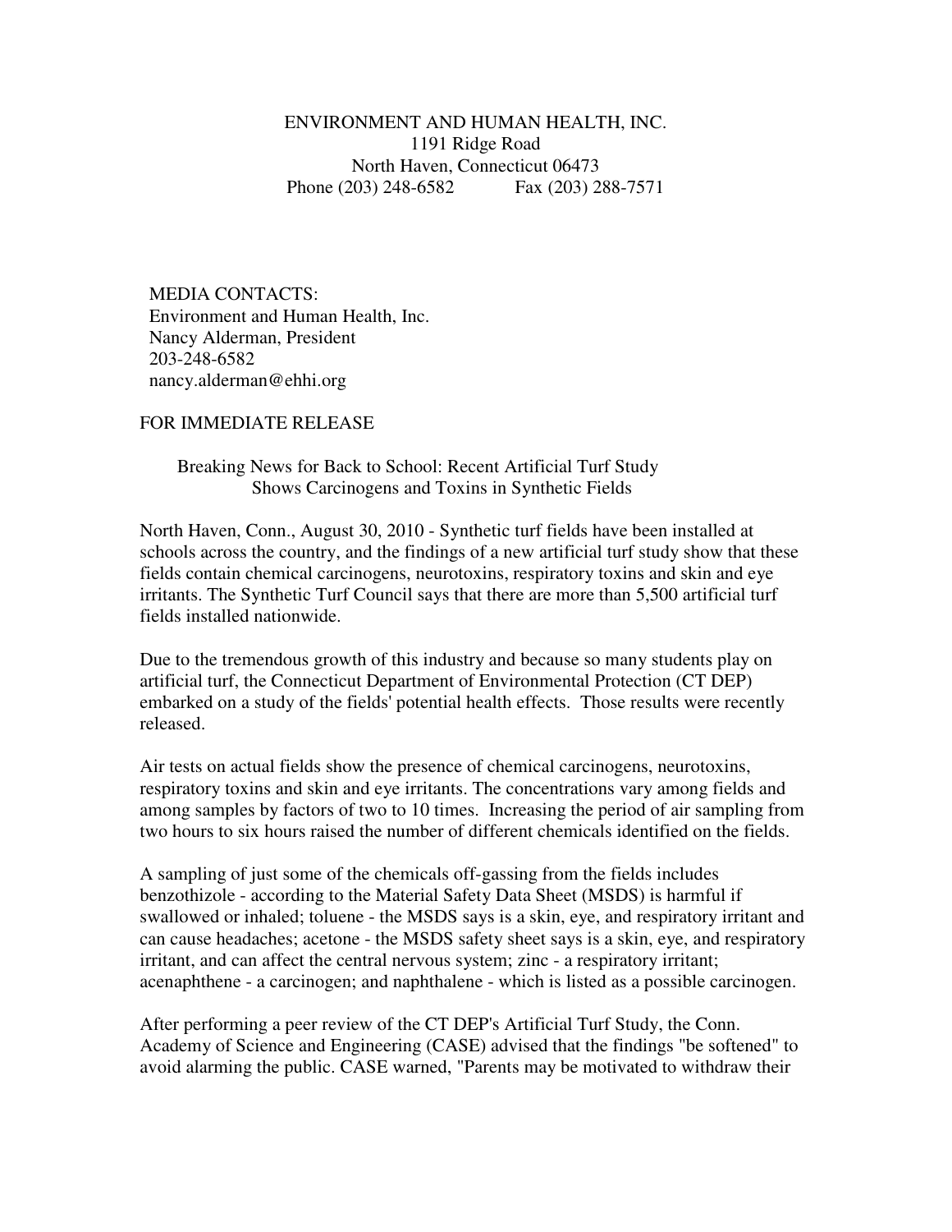ENVIRONMENT AND HUMAN HEALTH, INC.
1191 Ridge Road
North Haven, Connecticut 06473
Phone (203) 248-6582 Fax (203) 288-7571

MEDIA CONTACTS:
Environment and Human Health, Inc.
Nancy Alderman, President
203-248-6582
nancy.alderman@ehhi.org

FOR IMMEDIATE RELEASE

## Breaking News for Back to School: Recent Artificial Turf Study Shows Carcinogens and Toxins in Synthetic Fields

North Haven, Conn., August 30, 2010 - Synthetic turf fields have been installed at schools across the country, and the findings of a new artificial turf study show that these fields contain chemical carcinogens, neurotoxins, respiratory toxins and skin and eye irritants. The Synthetic Turf Council says that there are more than 5,500 artificial turf fields installed nationwide.

Due to the tremendous growth of this industry and because so many students play on artificial turf, the Connecticut Department of Environmental Protection (CT DEP) embarked on a study of the fields' potential health effects. Those results were recently released.

Air tests on actual fields show the presence of chemical carcinogens, neurotoxins, respiratory toxins and skin and eye irritants. The concentrations vary among fields and among samples by factors of two to 10 times. Increasing the period of air sampling from two hours to six hours raised the number of different chemicals identified on the fields.

A sampling of just some of the chemicals off-gassing from the fields includes benzothizole - according to the Material Safety Data Sheet (MSDS) is harmful if swallowed or inhaled; toluene - the MSDS says is a skin, eye, and respiratory irritant and can cause headaches; acetone - the MSDS safety sheet says is a skin, eye, and respiratory irritant, and can affect the central nervous system; zinc - a respiratory irritant; acenaphthene - a carcinogen; and naphthalene - which is listed as a possible carcinogen.

After performing a peer review of the CT DEP's Artificial Turf Study, the Conn. Academy of Science and Engineering (CASE) advised that the findings "be softened" to avoid alarming the public. CASE warned, "Parents may be motivated to withdraw their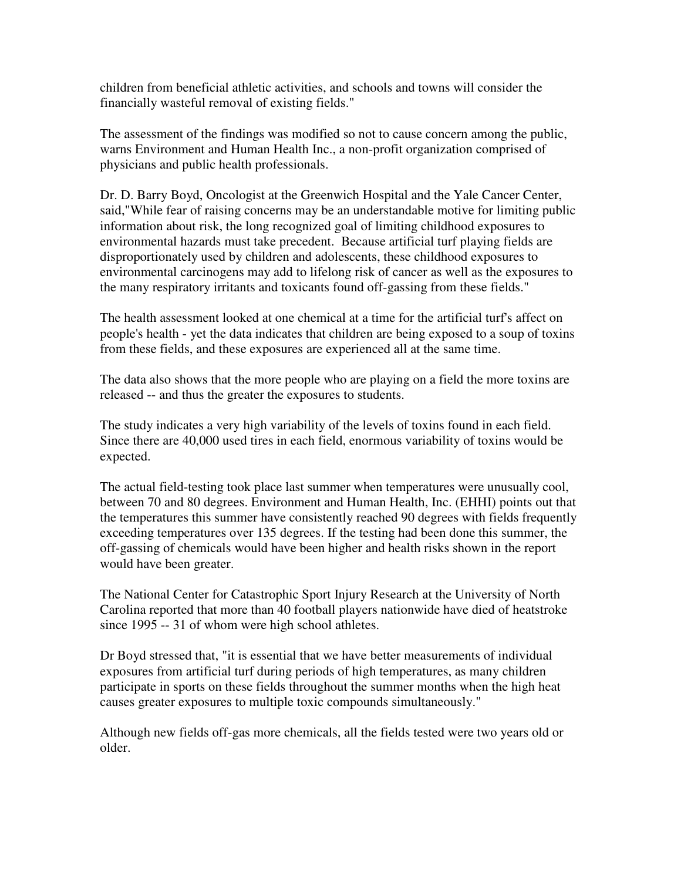children from beneficial athletic activities, and schools and towns will consider the financially wasteful removal of existing fields."

The assessment of the findings was modified so not to cause concern among the public, warns Environment and Human Health Inc., a non-profit organization comprised of physicians and public health professionals.

Dr. D. Barry Boyd, Oncologist at the Greenwich Hospital and the Yale Cancer Center, said,"While fear of raising concerns may be an understandable motive for limiting public information about risk, the long recognized goal of limiting childhood exposures to environmental hazards must take precedent. Because artificial turf playing fields are disproportionately used by children and adolescents, these childhood exposures to environmental carcinogens may add to lifelong risk of cancer as well as the exposures to the many respiratory irritants and toxicants found off-gassing from these fields."

The health assessment looked at one chemical at a time for the artificial turf's affect on people's health - yet the data indicates that children are being exposed to a soup of toxins from these fields, and these exposures are experienced all at the same time.

The data also shows that the more people who are playing on a field the more toxins are released -- and thus the greater the exposures to students.

The study indicates a very high variability of the levels of toxins found in each field. Since there are 40,000 used tires in each field, enormous variability of toxins would be expected.

The actual field-testing took place last summer when temperatures were unusually cool, between 70 and 80 degrees. Environment and Human Health, Inc. (EHHI) points out that the temperatures this summer have consistently reached 90 degrees with fields frequently exceeding temperatures over 135 degrees. If the testing had been done this summer, the off-gassing of chemicals would have been higher and health risks shown in the report would have been greater.

The National Center for Catastrophic Sport Injury Research at the University of North Carolina reported that more than 40 football players nationwide have died of heatstroke since 1995 -- 31 of whom were high school athletes.

Dr Boyd stressed that, "it is essential that we have better measurements of individual exposures from artificial turf during periods of high temperatures, as many children participate in sports on these fields throughout the summer months when the high heat causes greater exposures to multiple toxic compounds simultaneously."

Although new fields off-gas more chemicals, all the fields tested were two years old or older.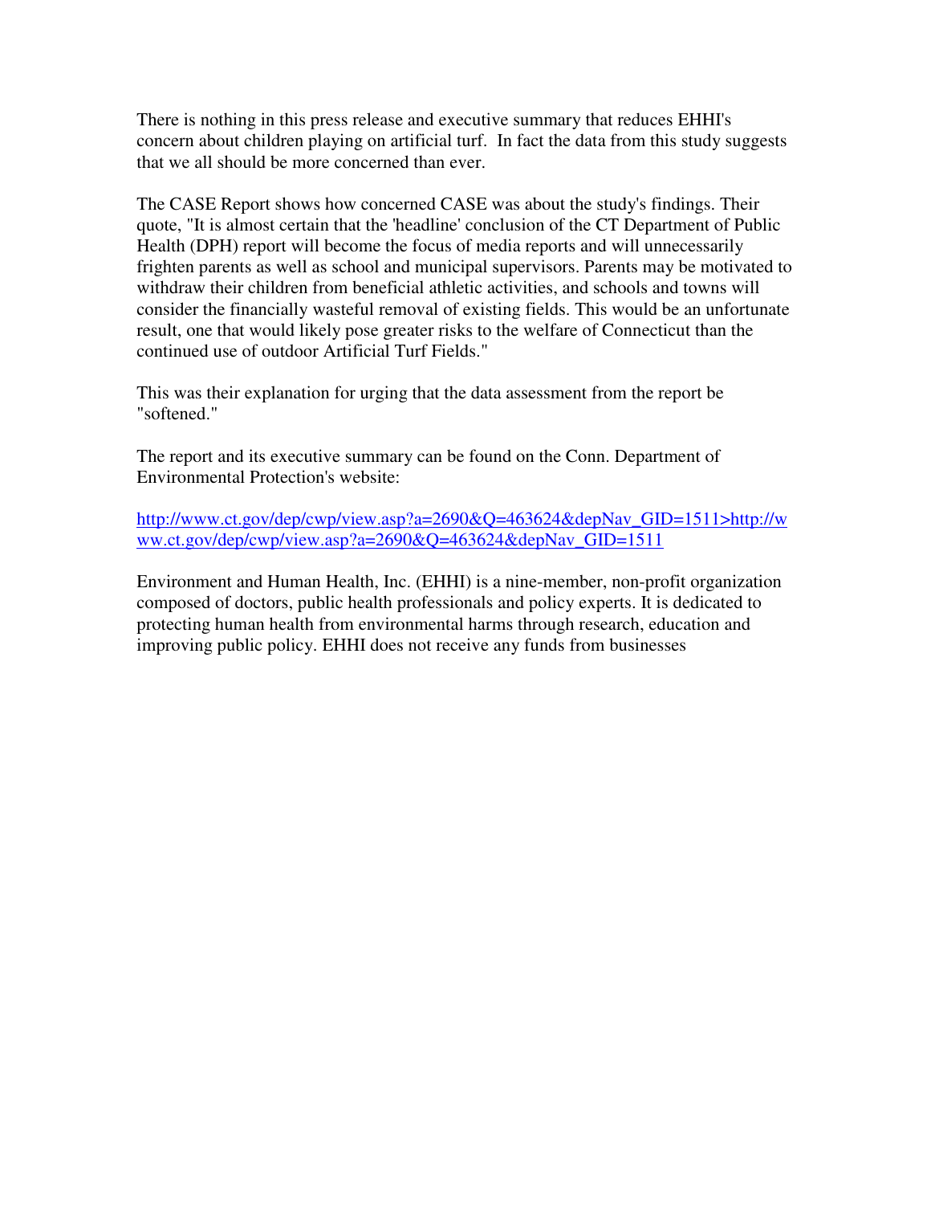There is nothing in this press release and executive summary that reduces EHHI's concern about children playing on artificial turf. In fact the data from this study suggests that we all should be more concerned than ever.

The CASE Report shows how concerned CASE was about the study's findings. Their quote, "It is almost certain that the 'headline' conclusion of the CT Department of Public Health (DPH) report will become the focus of media reports and will unnecessarily frighten parents as well as school and municipal supervisors. Parents may be motivated to withdraw their children from beneficial athletic activities, and schools and towns will consider the financially wasteful removal of existing fields. This would be an unfortunate result, one that would likely pose greater risks to the welfare of Connecticut than the continued use of outdoor Artificial Turf Fields."

This was their explanation for urging that the data assessment from the report be "softened."

The report and its executive summary can be found on the Conn. Department of Environmental Protection's website:

http://www.ct.gov/dep/cwp/view.asp?a=2690&Q=463624&depNav_GID=1511>http://www.ct.gov/dep/cwp/view.asp?a=2690&Q=463624&depNav_GID=1511

Environment and Human Health, Inc. (EHHI) is a nine-member, non-profit organization composed of doctors, public health professionals and policy experts. It is dedicated to protecting human health from environmental harms through research, education and improving public policy. EHHI does not receive any funds from businesses